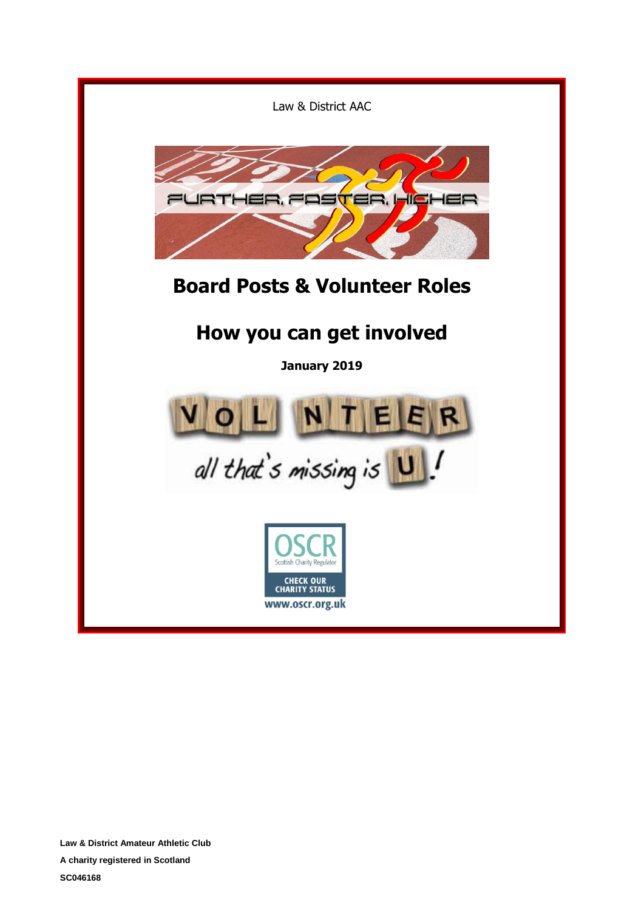Law & District AAC

# Board Posts & Volunteer Roles

# How you can get involved

**January 2019**

**Law & District Amateur Athletic Club**

**A charity registered in Scotland**

**SC046168**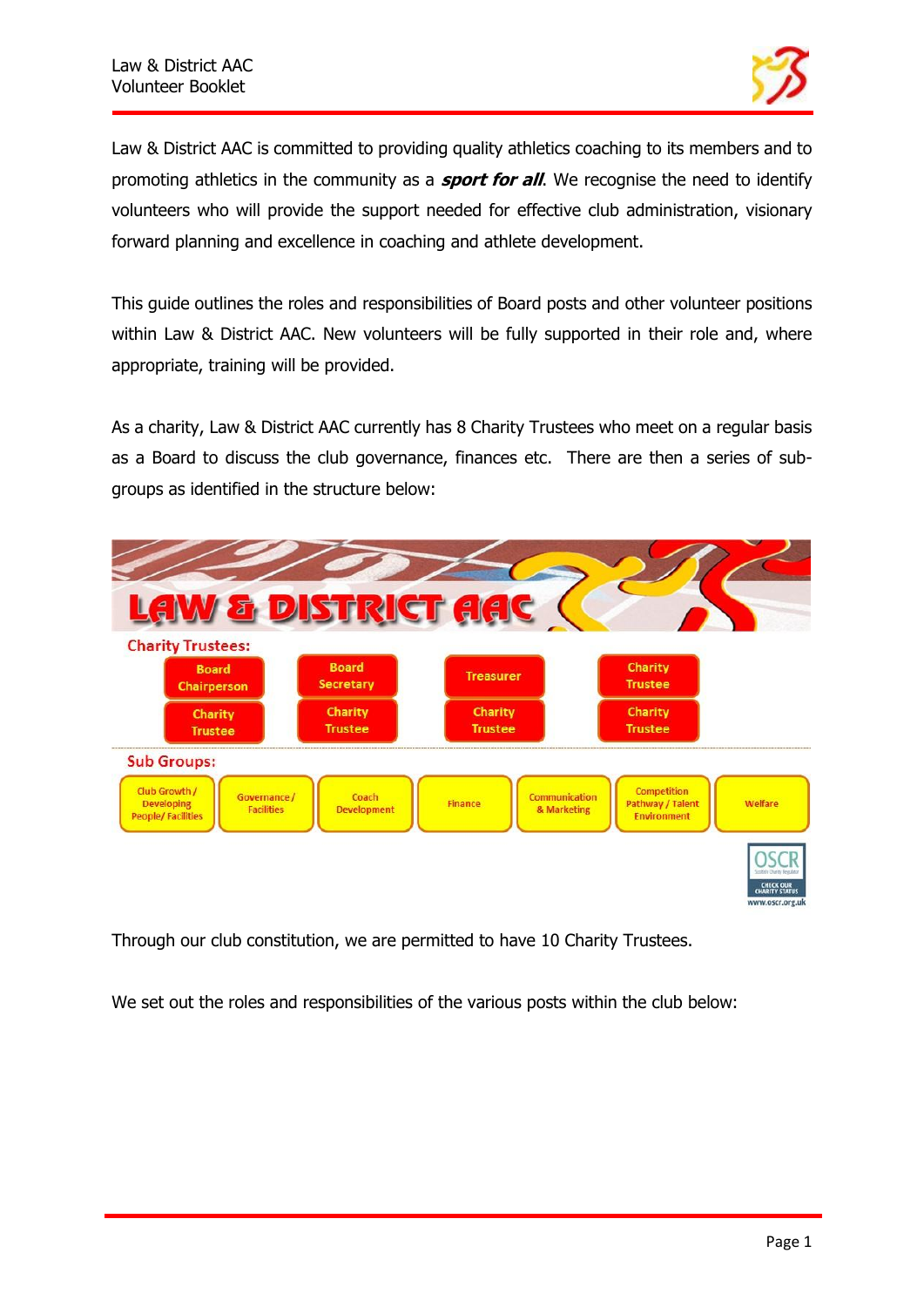Law & District AAC is committed to providing quality athletics coaching to its members and to promoting athletics in the community as a ***sport for all***. We recognise the need to identify volunteers who will provide the support needed for effective club administration, visionary forward planning and excellence in coaching and athlete development.

This guide outlines the roles and responsibilities of Board posts and other volunteer positions within Law & District AAC. New volunteers will be fully supported in their role and, where appropriate, training will be provided.

As a charity, Law & District AAC currently has 8 Charity Trustees who meet on a regular basis as a Board to discuss the club governance, finances etc. There are then a series of sub-groups as identified in the structure below:

**LAW & DISTRICT AAC**

**Charity Trustees:**

| Board Chairperson | Board Secretary | Treasurer | Charity Trustee |
|---|---|---|---|
| Charity Trustee | Charity Trustee | Charity Trustee | Charity Trustee |

**Sub Groups:**

| Club Growth / Developing People/ Facilities | Governance / Facilities | Coach Development | Finance | Communication & Marketing | Competition Pathway / Talent Environment | Welfare |
|---|---|---|---|---|---|---|

Through our club constitution, we are permitted to have 10 Charity Trustees.

We set out the roles and responsibilities of the various posts within the club below: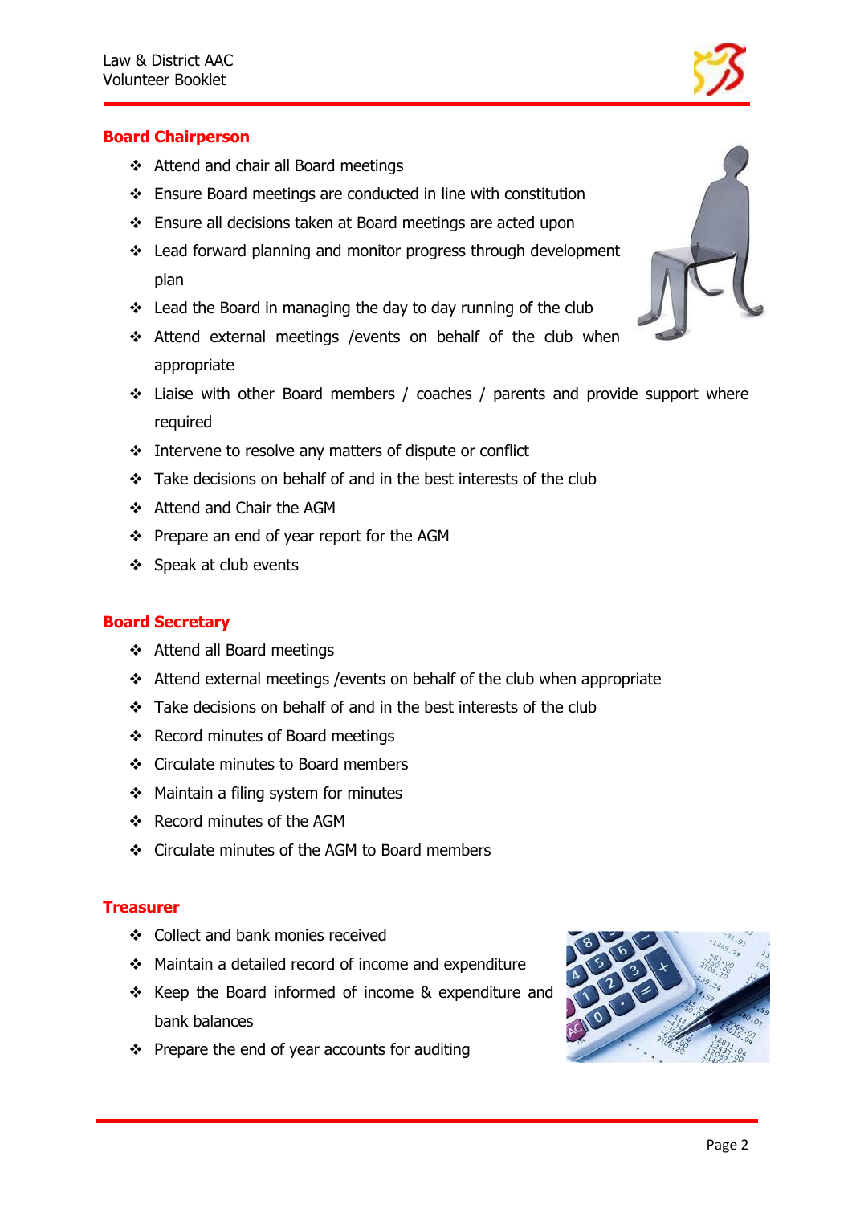## Board Chairperson

- Attend and chair all Board meetings
- Ensure Board meetings are conducted in line with constitution
- Ensure all decisions taken at Board meetings are acted upon
- Lead forward planning and monitor progress through development plan
- Lead the Board in managing the day to day running of the club
- Attend external meetings /events on behalf of the club when appropriate
- Liaise with other Board members / coaches / parents and provide support where required
- Intervene to resolve any matters of dispute or conflict
- Take decisions on behalf of and in the best interests of the club
- Attend and Chair the AGM
- Prepare an end of year report for the AGM
- Speak at club events

## Board Secretary

- Attend all Board meetings
- Attend external meetings /events on behalf of the club when appropriate
- Take decisions on behalf of and in the best interests of the club
- Record minutes of Board meetings
- Circulate minutes to Board members
- Maintain a filing system for minutes
- Record minutes of the AGM
- Circulate minutes of the AGM to Board members

## Treasurer

- Collect and bank monies received
- Maintain a detailed record of income and expenditure
- Keep the Board informed of income & expenditure and bank balances
- Prepare the end of year accounts for auditing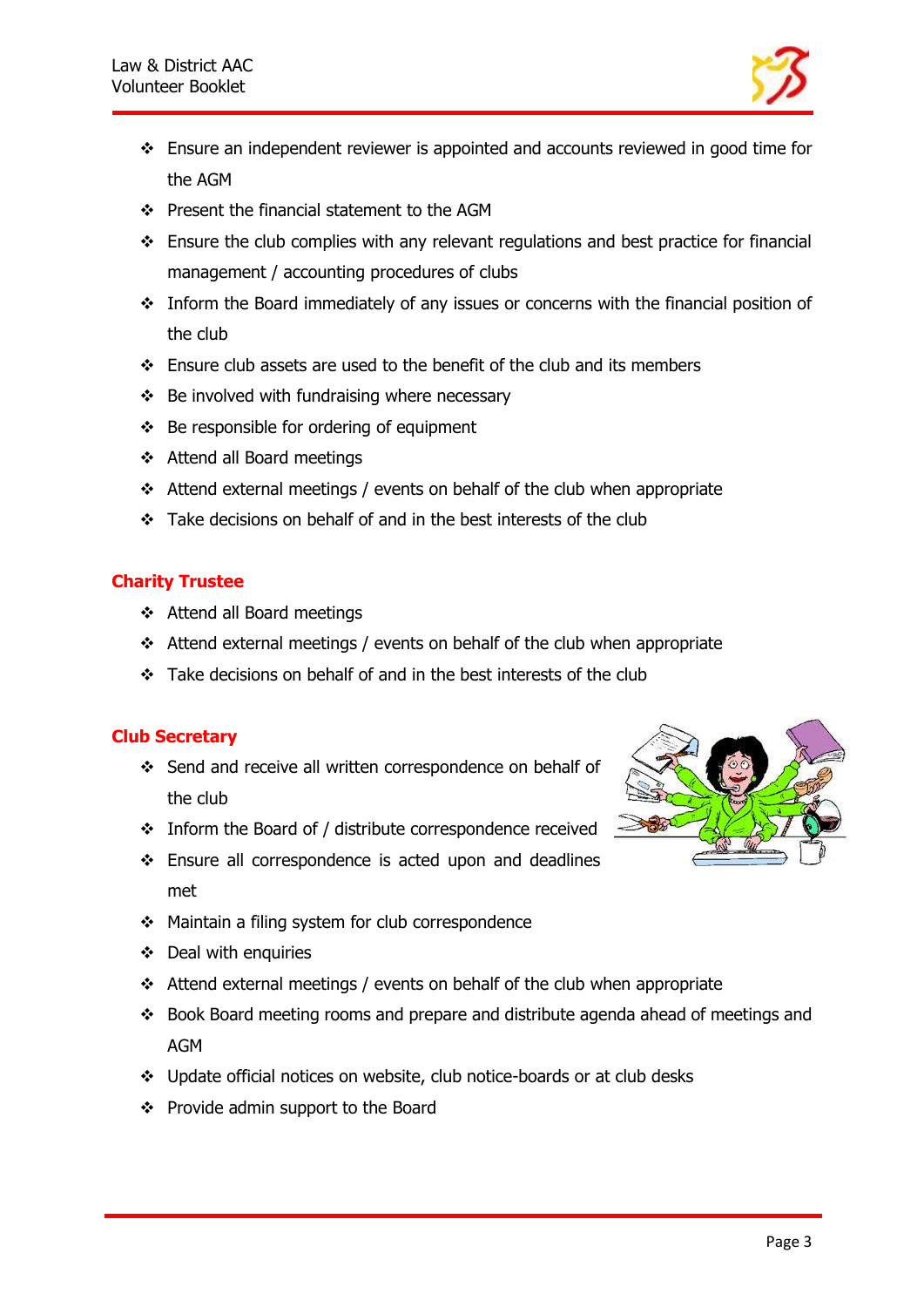- Ensure an independent reviewer is appointed and accounts reviewed in good time for the AGM
- Present the financial statement to the AGM
- Ensure the club complies with any relevant regulations and best practice for financial management / accounting procedures of clubs
- Inform the Board immediately of any issues or concerns with the financial position of the club
- Ensure club assets are used to the benefit of the club and its members
- Be involved with fundraising where necessary
- Be responsible for ordering of equipment
- Attend all Board meetings
- Attend external meetings / events on behalf of the club when appropriate
- Take decisions on behalf of and in the best interests of the club

## Charity Trustee

- Attend all Board meetings
- Attend external meetings / events on behalf of the club when appropriate
- Take decisions on behalf of and in the best interests of the club

## Club Secretary

- Send and receive all written correspondence on behalf of the club
- Inform the Board of / distribute correspondence received
- Ensure all correspondence is acted upon and deadlines met
- Maintain a filing system for club correspondence
- Deal with enquiries
- Attend external meetings / events on behalf of the club when appropriate
- Book Board meeting rooms and prepare and distribute agenda ahead of meetings and AGM
- Update official notices on website, club notice-boards or at club desks
- Provide admin support to the Board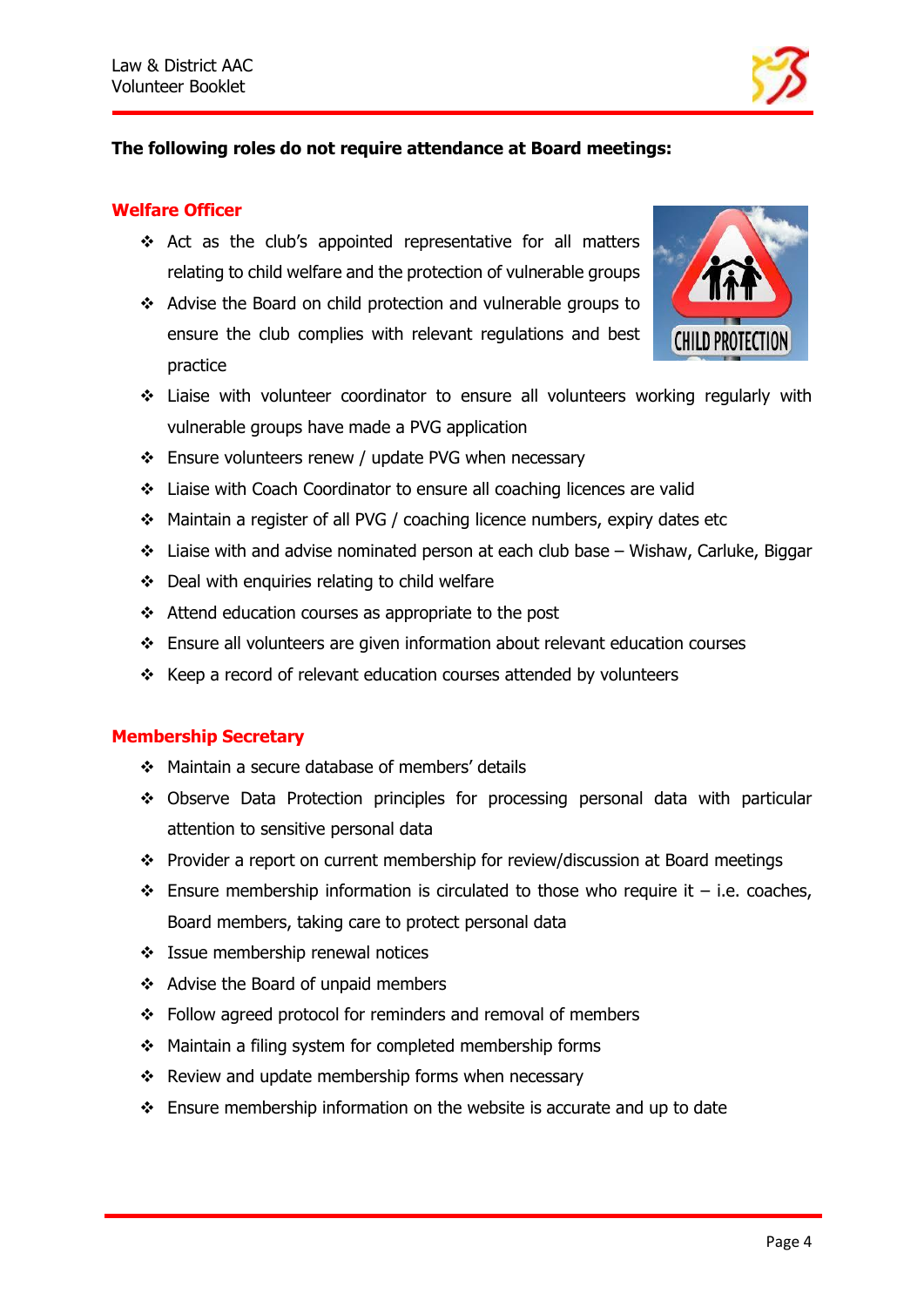**The following roles do not require attendance at Board meetings:**

## Welfare Officer

- Act as the club's appointed representative for all matters relating to child welfare and the protection of vulnerable groups
- Advise the Board on child protection and vulnerable groups to ensure the club complies with relevant regulations and best practice
- Liaise with volunteer coordinator to ensure all volunteers working regularly with vulnerable groups have made a PVG application
- Ensure volunteers renew / update PVG when necessary
- Liaise with Coach Coordinator to ensure all coaching licences are valid
- Maintain a register of all PVG / coaching licence numbers, expiry dates etc
- Liaise with and advise nominated person at each club base – Wishaw, Carluke, Biggar
- Deal with enquiries relating to child welfare
- Attend education courses as appropriate to the post
- Ensure all volunteers are given information about relevant education courses
- Keep a record of relevant education courses attended by volunteers

## Membership Secretary

- Maintain a secure database of members' details
- Observe Data Protection principles for processing personal data with particular attention to sensitive personal data
- Provider a report on current membership for review/discussion at Board meetings
- Ensure membership information is circulated to those who require it – i.e. coaches, Board members, taking care to protect personal data
- Issue membership renewal notices
- Advise the Board of unpaid members
- Follow agreed protocol for reminders and removal of members
- Maintain a filing system for completed membership forms
- Review and update membership forms when necessary
- Ensure membership information on the website is accurate and up to date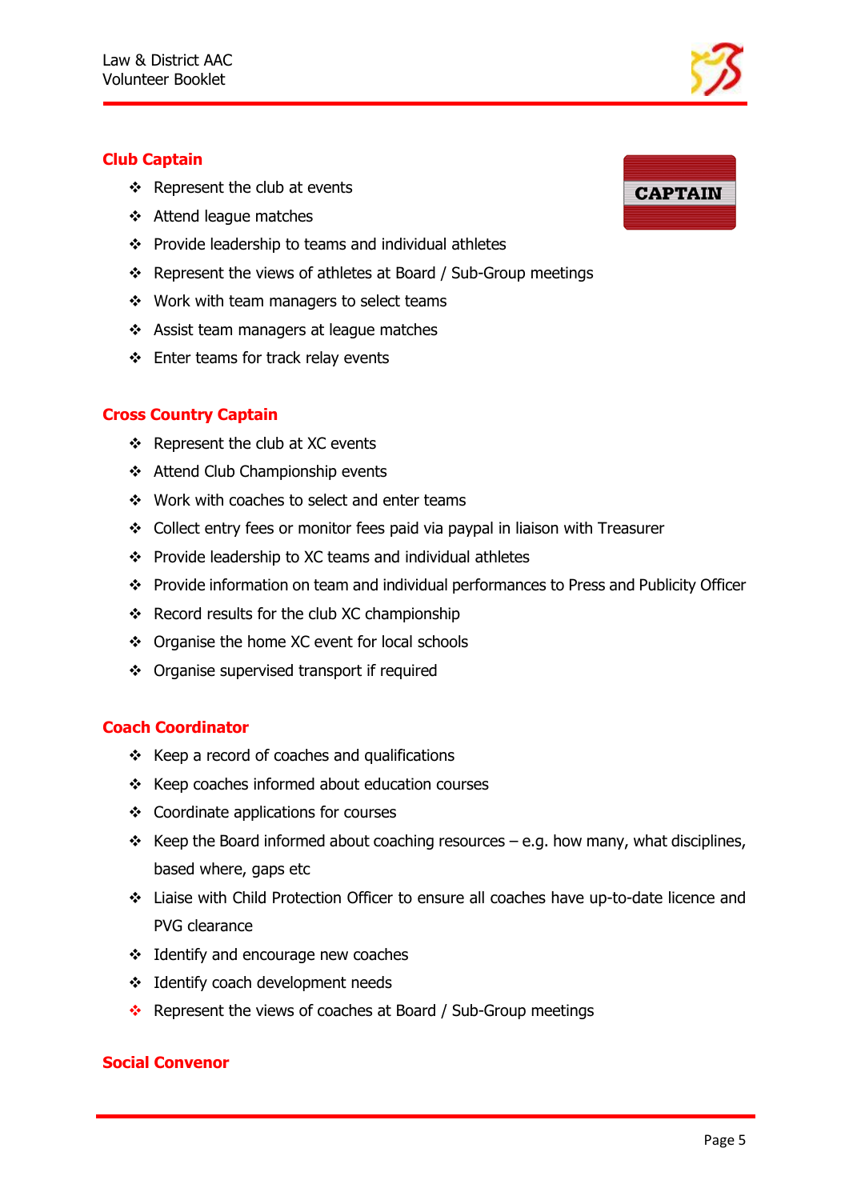## Club Captain

- Represent the club at events
- Attend league matches
- Provide leadership to teams and individual athletes
- Represent the views of athletes at Board / Sub-Group meetings
- Work with team managers to select teams
- Assist team managers at league matches
- Enter teams for track relay events

## Cross Country Captain

- Represent the club at XC events
- Attend Club Championship events
- Work with coaches to select and enter teams
- Collect entry fees or monitor fees paid via paypal in liaison with Treasurer
- Provide leadership to XC teams and individual athletes
- Provide information on team and individual performances to Press and Publicity Officer
- Record results for the club XC championship
- Organise the home XC event for local schools
- Organise supervised transport if required

## Coach Coordinator

- Keep a record of coaches and qualifications
- Keep coaches informed about education courses
- Coordinate applications for courses
- Keep the Board informed about coaching resources – e.g. how many, what disciplines, based where, gaps etc
- Liaise with Child Protection Officer to ensure all coaches have up-to-date licence and PVG clearance
- Identify and encourage new coaches
- Identify coach development needs
- Represent the views of coaches at Board / Sub-Group meetings

## Social Convenor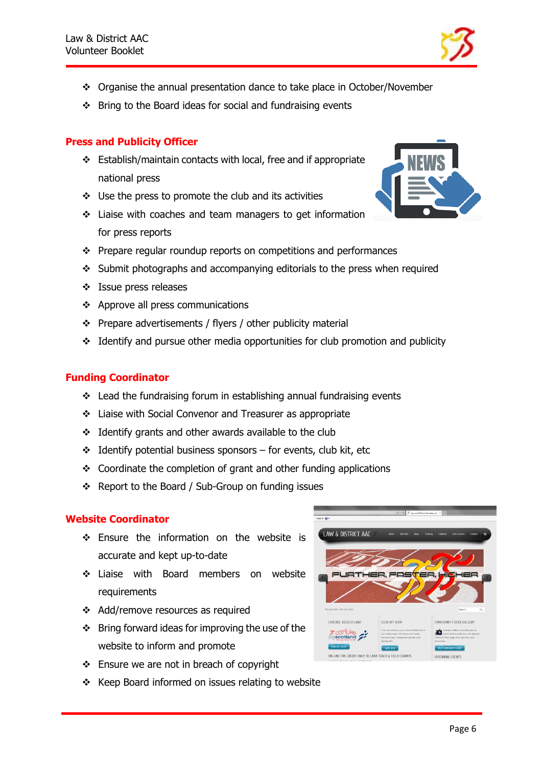- Organise the annual presentation dance to take place in October/November
- Bring to the Board ideas for social and fundraising events

## Press and Publicity Officer

- Establish/maintain contacts with local, free and if appropriate national press
- Use the press to promote the club and its activities
- Liaise with coaches and team managers to get information for press reports
- Prepare regular roundup reports on competitions and performances
- Submit photographs and accompanying editorials to the press when required
- Issue press releases
- Approve all press communications
- Prepare advertisements / flyers / other publicity material
- Identify and pursue other media opportunities for club promotion and publicity

## Funding Coordinator

- Lead the fundraising forum in establishing annual fundraising events
- Liaise with Social Convenor and Treasurer as appropriate
- Identify grants and other awards available to the club
- Identify potential business sponsors – for events, club kit, etc
- Coordinate the completion of grant and other funding applications
- Report to the Board / Sub-Group on funding issues

## Website Coordinator

- Ensure the information on the website is accurate and kept up-to-date
- Liaise with Board members on website requirements
- Add/remove resources as required
- Bring forward ideas for improving the use of the website to inform and promote
- Ensure we are not in breach of copyright
- Keep Board informed on issues relating to website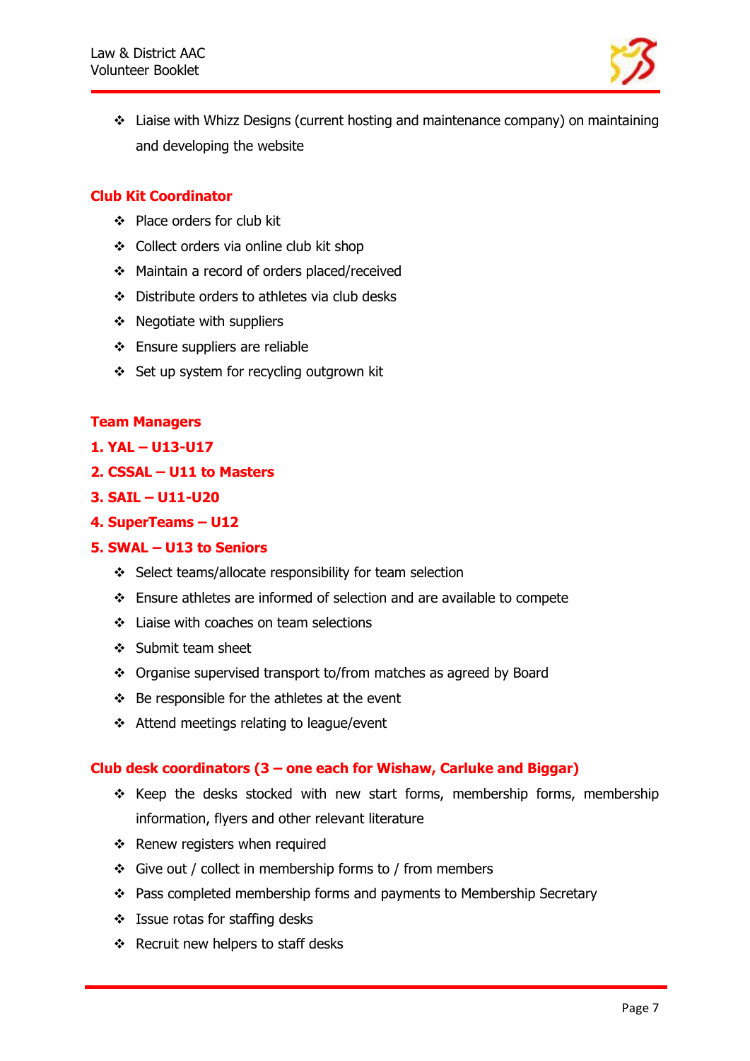- Liaise with Whizz Designs (current hosting and maintenance company) on maintaining and developing the website

### Club Kit Coordinator

- Place orders for club kit
- Collect orders via online club kit shop
- Maintain a record of orders placed/received
- Distribute orders to athletes via club desks
- Negotiate with suppliers
- Ensure suppliers are reliable
- Set up system for recycling outgrown kit

### Team Managers

**1. YAL – U13-U17**

**2. CSSAL – U11 to Masters**

**3. SAIL – U11-U20**

**4. SuperTeams – U12**

**5. SWAL – U13 to Seniors**

- Select teams/allocate responsibility for team selection
- Ensure athletes are informed of selection and are available to compete
- Liaise with coaches on team selections
- Submit team sheet
- Organise supervised transport to/from matches as agreed by Board
- Be responsible for the athletes at the event
- Attend meetings relating to league/event

### Club desk coordinators (3 – one each for Wishaw, Carluke and Biggar)

- Keep the desks stocked with new start forms, membership forms, membership information, flyers and other relevant literature
- Renew registers when required
- Give out / collect in membership forms to / from members
- Pass completed membership forms and payments to Membership Secretary
- Issue rotas for staffing desks
- Recruit new helpers to staff desks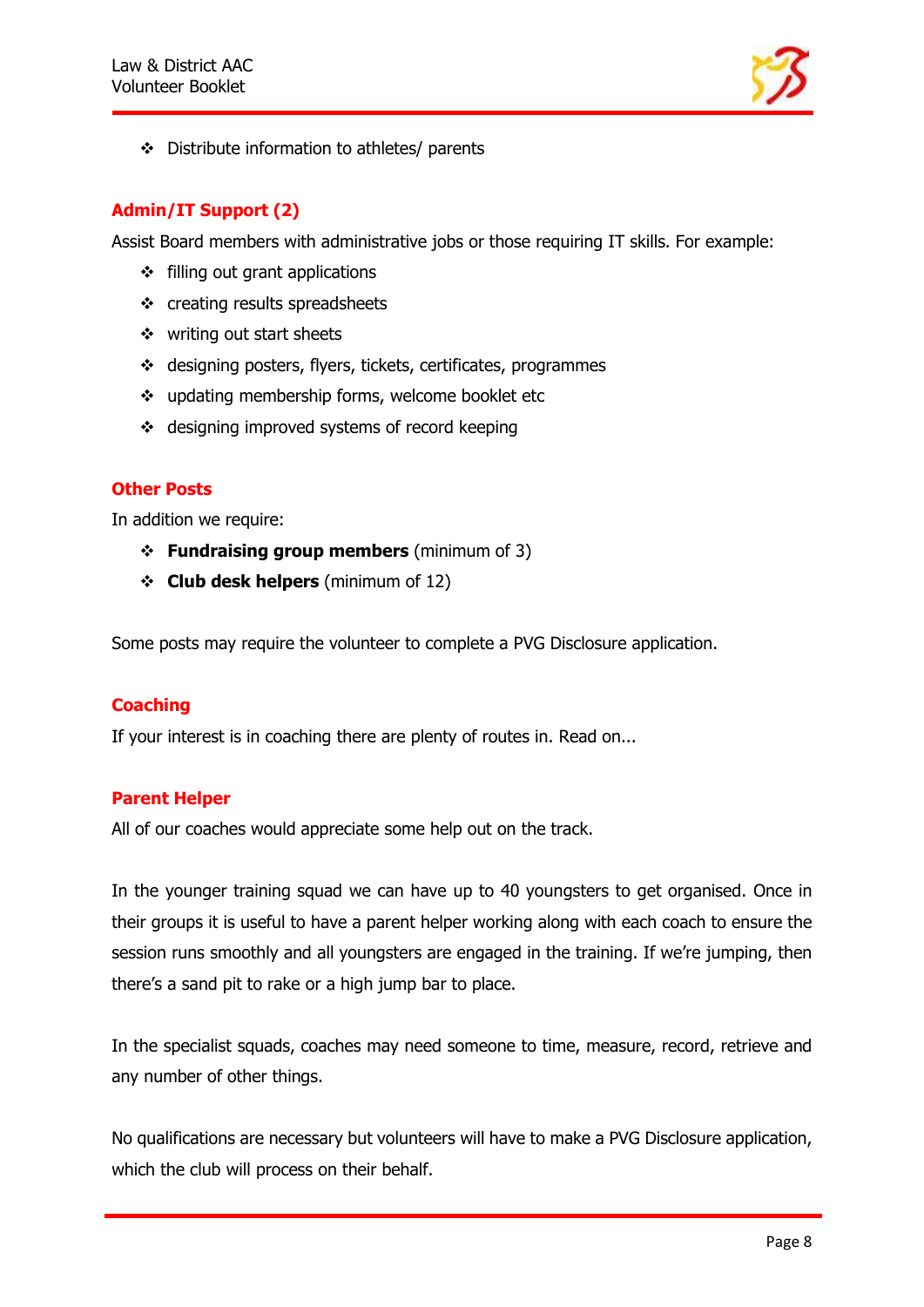- Distribute information to athletes/ parents

## Admin/IT Support (2)

Assist Board members with administrative jobs or those requiring IT skills. For example:

- filling out grant applications
- creating results spreadsheets
- writing out start sheets
- designing posters, flyers, tickets, certificates, programmes
- updating membership forms, welcome booklet etc
- designing improved systems of record keeping

## Other Posts

In addition we require:

- **Fundraising group members** (minimum of 3)
- **Club desk helpers** (minimum of 12)

Some posts may require the volunteer to complete a PVG Disclosure application.

## Coaching

If your interest is in coaching there are plenty of routes in. Read on...

## Parent Helper

All of our coaches would appreciate some help out on the track.

In the younger training squad we can have up to 40 youngsters to get organised. Once in their groups it is useful to have a parent helper working along with each coach to ensure the session runs smoothly and all youngsters are engaged in the training. If we're jumping, then there's a sand pit to rake or a high jump bar to place.

In the specialist squads, coaches may need someone to time, measure, record, retrieve and any number of other things.

No qualifications are necessary but volunteers will have to make a PVG Disclosure application, which the club will process on their behalf.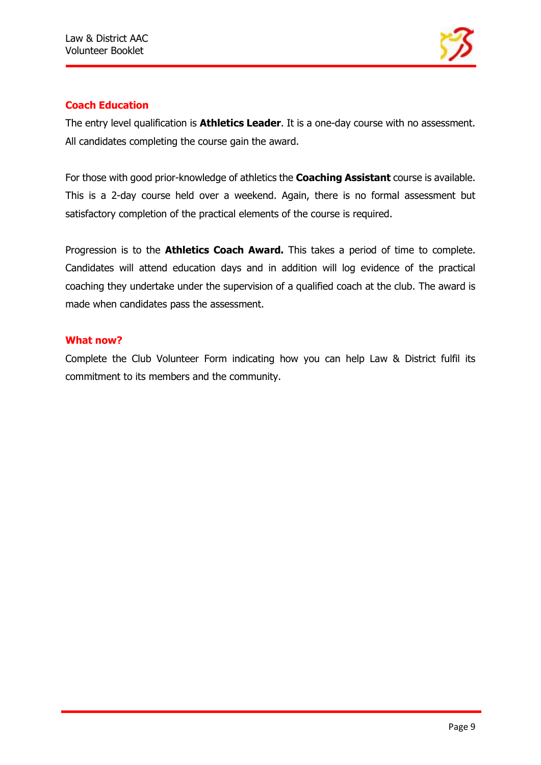## Coach Education

The entry level qualification is **Athletics Leader**. It is a one-day course with no assessment. All candidates completing the course gain the award.

For those with good prior-knowledge of athletics the **Coaching Assistant** course is available. This is a 2-day course held over a weekend. Again, there is no formal assessment but satisfactory completion of the practical elements of the course is required.

Progression is to the **Athletics Coach Award.** This takes a period of time to complete. Candidates will attend education days and in addition will log evidence of the practical coaching they undertake under the supervision of a qualified coach at the club. The award is made when candidates pass the assessment.

## What now?

Complete the Club Volunteer Form indicating how you can help Law & District fulfil its commitment to its members and the community.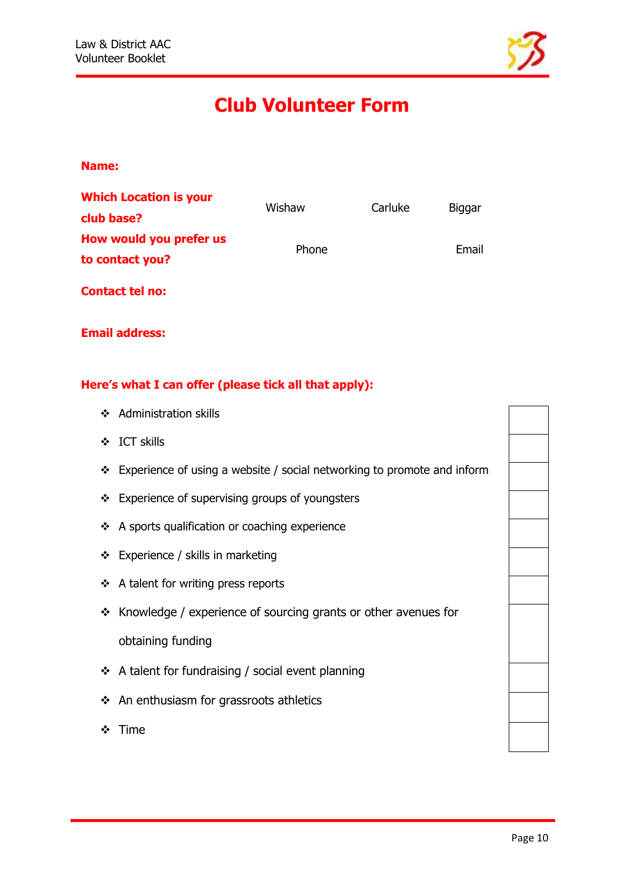# Club Volunteer Form

**Name:**

**Which Location is your club base?** Wishaw Carluke Biggar

**How would you prefer us to contact you?** Phone Email

**Contact tel no:**

**Email address:**

**Here's what I can offer (please tick all that apply):**

| | |
|---|---|
| ❖ Administration skills | |
| ❖ ICT skills | |
| ❖ Experience of using a website / social networking to promote and inform | |
| ❖ Experience of supervising groups of youngsters | |
| ❖ A sports qualification or coaching experience | |
| ❖ Experience / skills in marketing | |
| ❖ A talent for writing press reports | |
| ❖ Knowledge / experience of sourcing grants or other avenues for obtaining funding | |
| ❖ A talent for fundraising / social event planning | |
| ❖ An enthusiasm for grassroots athletics | |
| ❖ Time | |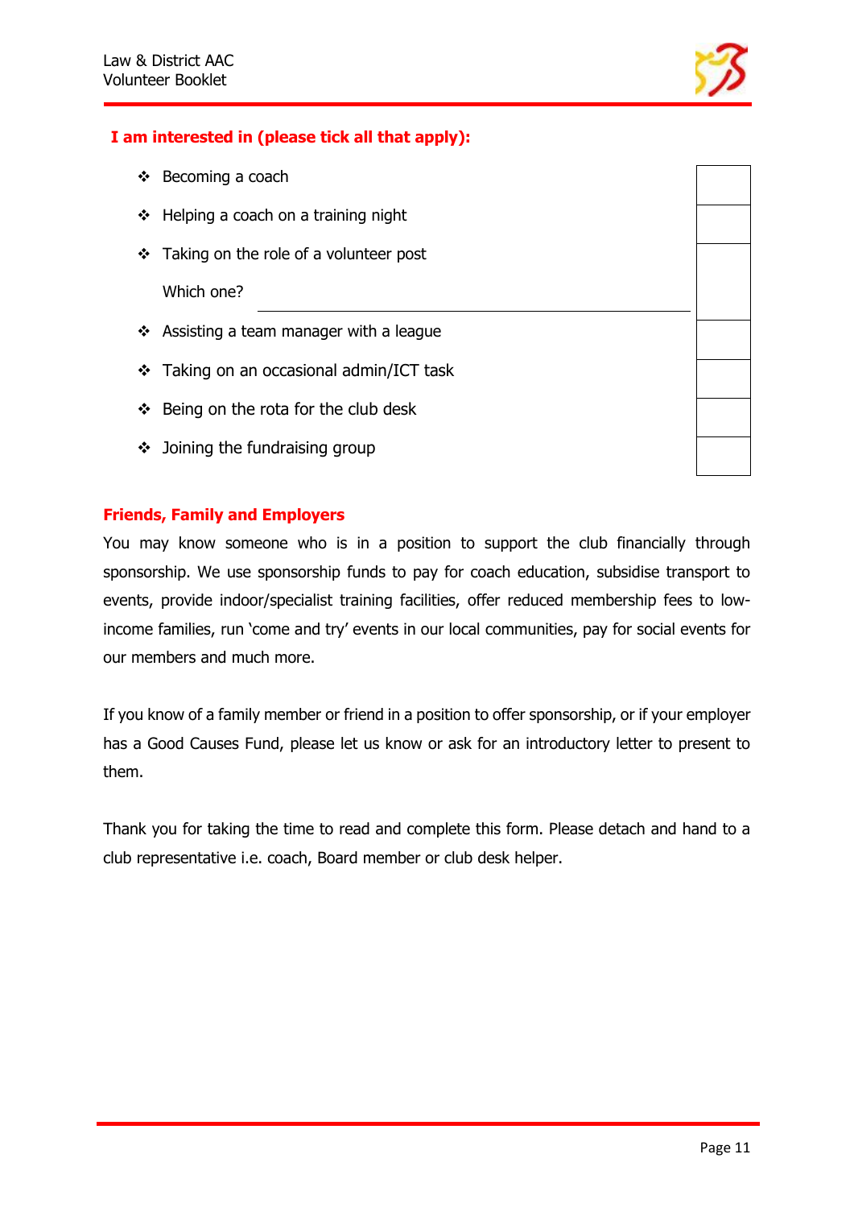**I am interested in (please tick all that apply):**

- Becoming a coach ☐
- Helping a coach on a training night ☐
- Taking on the role of a volunteer post ☐

  Which one? ____________________

- Assisting a team manager with a league ☐
- Taking on an occasional admin/ICT task ☐
- Being on the rota for the club desk ☐
- Joining the fundraising group ☐

## Friends, Family and Employers

You may know someone who is in a position to support the club financially through sponsorship. We use sponsorship funds to pay for coach education, subsidise transport to events, provide indoor/specialist training facilities, offer reduced membership fees to low-income families, run 'come and try' events in our local communities, pay for social events for our members and much more.

If you know of a family member or friend in a position to offer sponsorship, or if your employer has a Good Causes Fund, please let us know or ask for an introductory letter to present to them.

Thank you for taking the time to read and complete this form. Please detach and hand to a club representative i.e. coach, Board member or club desk helper.